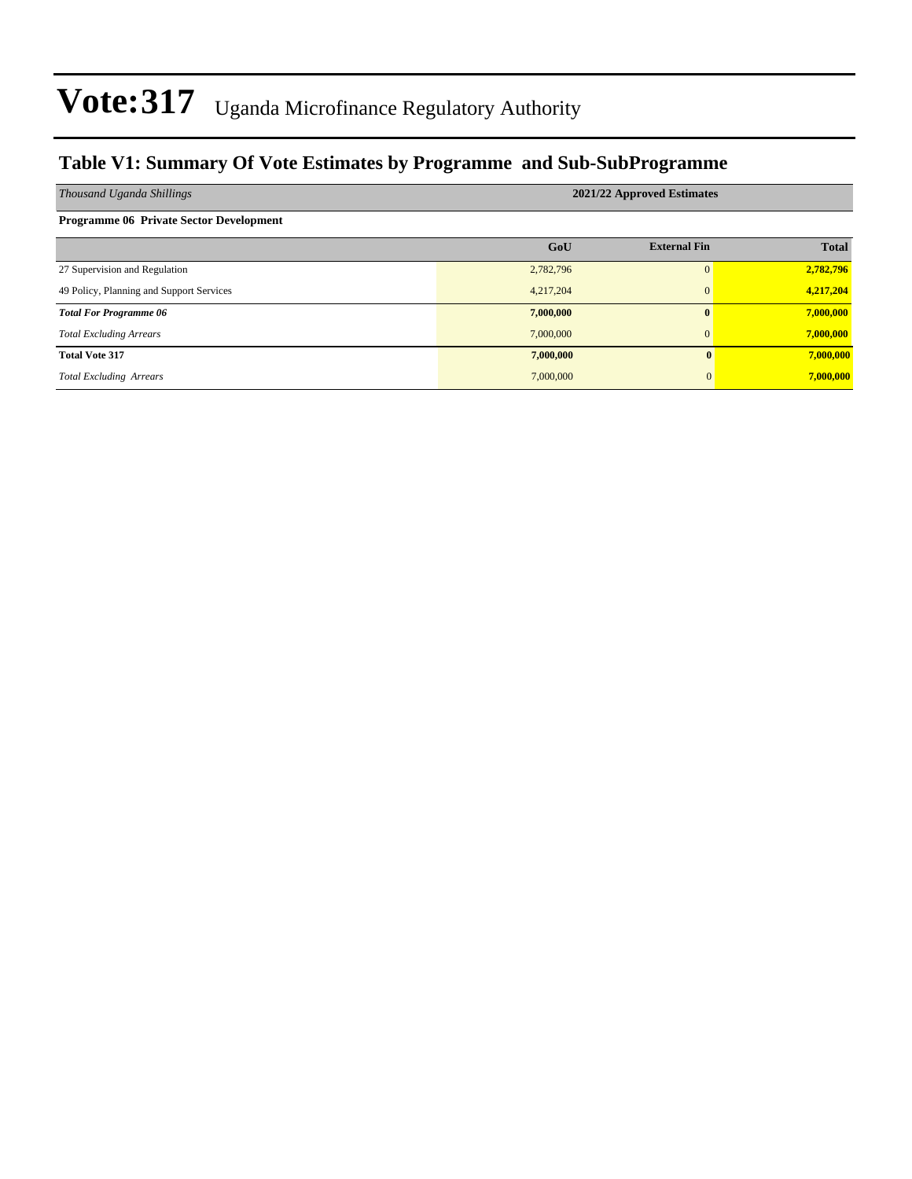# Vote:317 Uganda Microfinance Regulatory Authority

## Table V1: Summary Of Vote Estimates by Programme and Sub-SubProgramme

| *Thousand Uganda Shillings* | 2021/22 Approved Estimates | | |
|---|---|---|---|
| **Programme 06 Private Sector Development** | | | |
| | **GoU** | **External Fin** | **Total** |
| 27 Supervision and Regulation | 2,782,796 | 0 | **2,782,796** |
| 49 Policy, Planning and Support Services | 4,217,204 | 0 | **4,217,204** |
| ***Total For Programme 06*** | **7,000,000** | **0** | **7,000,000** |
| *Total Excluding Arrears* | 7,000,000 | 0 | **7,000,000** |
| **Total Vote 317** | **7,000,000** | **0** | **7,000,000** |
| *Total Excluding Arrears* | 7,000,000 | 0 | **7,000,000** |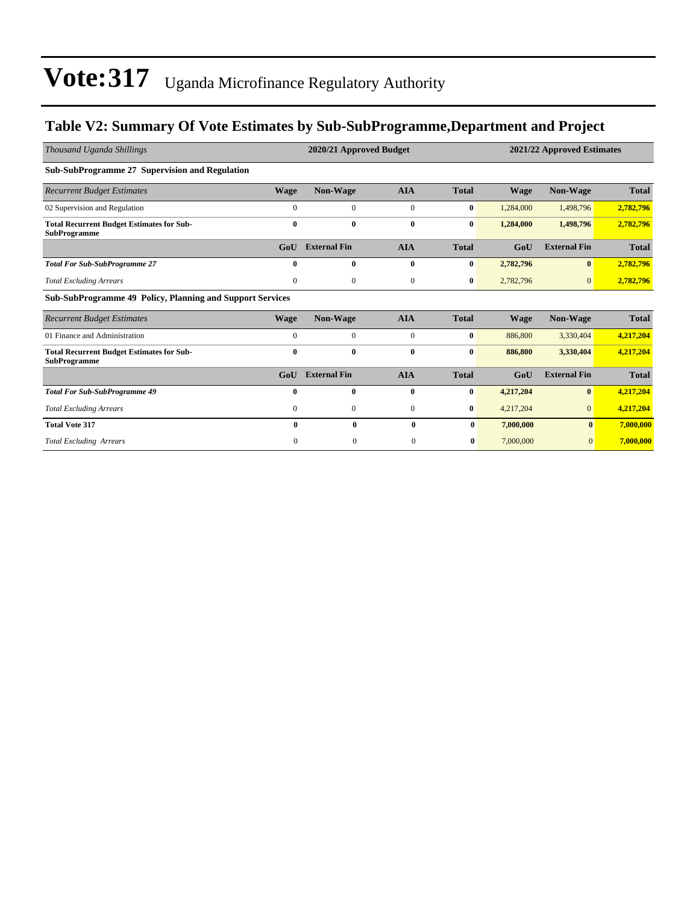# Vote:317 Uganda Microfinance Regulatory Authority

## Table V2: Summary Of Vote Estimates by Sub-SubProgramme,Department and Project

| *Thousand Uganda Shillings* | 2020/21 Approved Budget | | | | 2021/22 Approved Estimates | | |
|---|---|---|---|---|---|---|---|
| **Sub-SubProgramme 27 Supervision and Regulation** | | | | | | | |
| *Recurrent Budget Estimates* | **Wage** | **Non-Wage** | **AIA** | **Total** | **Wage** | **Non-Wage** | **Total** |
| 02 Supervision and Regulation | 0 | 0 | 0 | **0** | 1,284,000 | 1,498,796 | **2,782,796** |
| **Total Recurrent Budget Estimates for Sub-SubProgramme** | **0** | **0** | **0** | **0** | **1,284,000** | **1,498,796** | **2,782,796** |
| | **GoU** | **External Fin** | **AIA** | **Total** | **GoU** | **External Fin** | **Total** |
| ***Total For Sub-SubProgramme 27*** | **0** | **0** | **0** | **0** | **2,782,796** | **0** | **2,782,796** |
| *Total Excluding Arrears* | 0 | 0 | 0 | **0** | 2,782,796 | 0 | **2,782,796** |
| **Sub-SubProgramme 49 Policy, Planning and Support Services** | | | | | | | |
| *Recurrent Budget Estimates* | **Wage** | **Non-Wage** | **AIA** | **Total** | **Wage** | **Non-Wage** | **Total** |
| 01 Finance and Administration | 0 | 0 | 0 | **0** | 886,800 | 3,330,404 | **4,217,204** |
| **Total Recurrent Budget Estimates for Sub-SubProgramme** | **0** | **0** | **0** | **0** | **886,800** | **3,330,404** | **4,217,204** |
| | **GoU** | **External Fin** | **AIA** | **Total** | **GoU** | **External Fin** | **Total** |
| ***Total For Sub-SubProgramme 49*** | **0** | **0** | **0** | **0** | **4,217,204** | **0** | **4,217,204** |
| *Total Excluding Arrears* | 0 | 0 | 0 | **0** | 4,217,204 | 0 | **4,217,204** |
| **Total Vote 317** | **0** | **0** | **0** | **0** | **7,000,000** | **0** | **7,000,000** |
| *Total Excluding Arrears* | 0 | 0 | 0 | **0** | 7,000,000 | 0 | **7,000,000** |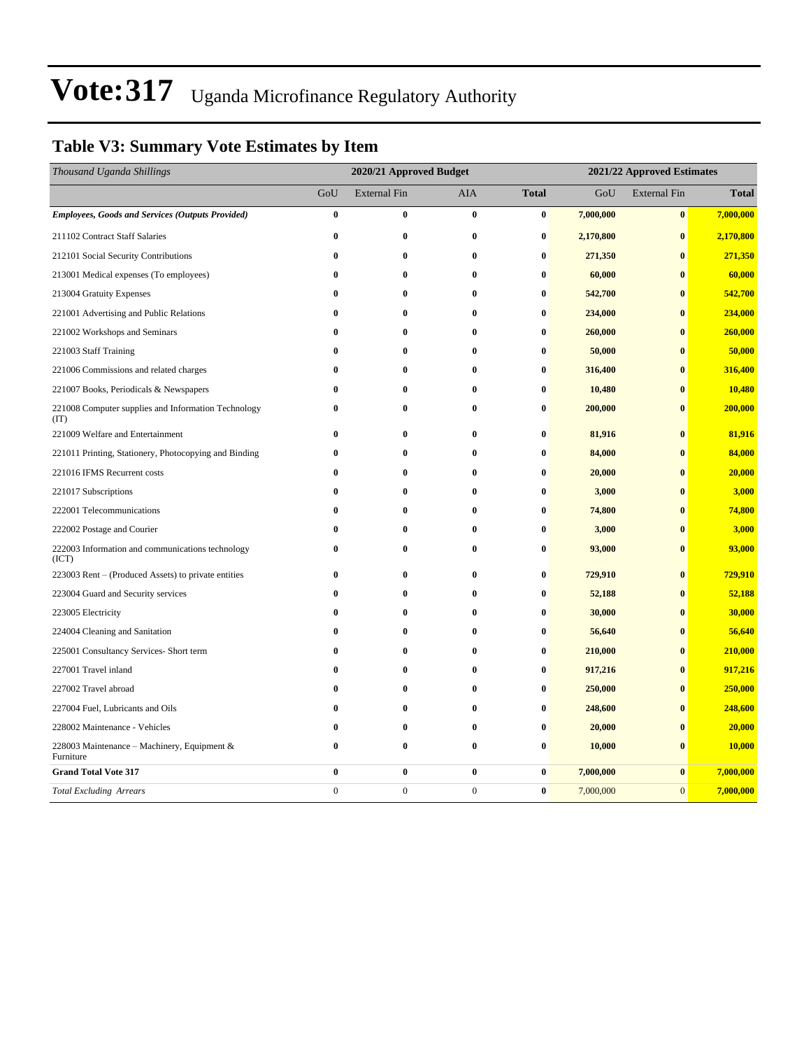# Vote:317 Uganda Microfinance Regulatory Authority

## Table V3: Summary Vote Estimates by Item

| *Thousand Uganda Shillings* | 2020/21 Approved Budget | | | | 2021/22 Approved Estimates | | |
|---|---|---|---|---|---|---|---|
| | GoU | External Fin | AIA | **Total** | GoU | External Fin | **Total** |
| ***Employees, Goods and Services (Outputs Provided)*** | **0** | **0** | **0** | **0** | **7,000,000** | **0** | **7,000,000** |
| 211102 Contract Staff Salaries | **0** | **0** | **0** | **0** | **2,170,800** | **0** | **2,170,800** |
| 212101 Social Security Contributions | **0** | **0** | **0** | **0** | **271,350** | **0** | **271,350** |
| 213001 Medical expenses (To employees) | **0** | **0** | **0** | **0** | **60,000** | **0** | **60,000** |
| 213004 Gratuity Expenses | **0** | **0** | **0** | **0** | **542,700** | **0** | **542,700** |
| 221001 Advertising and Public Relations | **0** | **0** | **0** | **0** | **234,000** | **0** | **234,000** |
| 221002 Workshops and Seminars | **0** | **0** | **0** | **0** | **260,000** | **0** | **260,000** |
| 221003 Staff Training | **0** | **0** | **0** | **0** | **50,000** | **0** | **50,000** |
| 221006 Commissions and related charges | **0** | **0** | **0** | **0** | **316,400** | **0** | **316,400** |
| 221007 Books, Periodicals & Newspapers | **0** | **0** | **0** | **0** | **10,480** | **0** | **10,480** |
| 221008 Computer supplies and Information Technology (IT) | **0** | **0** | **0** | **0** | **200,000** | **0** | **200,000** |
| 221009 Welfare and Entertainment | **0** | **0** | **0** | **0** | **81,916** | **0** | **81,916** |
| 221011 Printing, Stationery, Photocopying and Binding | **0** | **0** | **0** | **0** | **84,000** | **0** | **84,000** |
| 221016 IFMS Recurrent costs | **0** | **0** | **0** | **0** | **20,000** | **0** | **20,000** |
| 221017 Subscriptions | **0** | **0** | **0** | **0** | **3,000** | **0** | **3,000** |
| 222001 Telecommunications | **0** | **0** | **0** | **0** | **74,800** | **0** | **74,800** |
| 222002 Postage and Courier | **0** | **0** | **0** | **0** | **3,000** | **0** | **3,000** |
| 222003 Information and communications technology (ICT) | **0** | **0** | **0** | **0** | **93,000** | **0** | **93,000** |
| 223003 Rent – (Produced Assets) to private entities | **0** | **0** | **0** | **0** | **729,910** | **0** | **729,910** |
| 223004 Guard and Security services | **0** | **0** | **0** | **0** | **52,188** | **0** | **52,188** |
| 223005 Electricity | **0** | **0** | **0** | **0** | **30,000** | **0** | **30,000** |
| 224004 Cleaning and Sanitation | **0** | **0** | **0** | **0** | **56,640** | **0** | **56,640** |
| 225001 Consultancy Services- Short term | **0** | **0** | **0** | **0** | **210,000** | **0** | **210,000** |
| 227001 Travel inland | **0** | **0** | **0** | **0** | **917,216** | **0** | **917,216** |
| 227002 Travel abroad | **0** | **0** | **0** | **0** | **250,000** | **0** | **250,000** |
| 227004 Fuel, Lubricants and Oils | **0** | **0** | **0** | **0** | **248,600** | **0** | **248,600** |
| 228002 Maintenance - Vehicles | **0** | **0** | **0** | **0** | **20,000** | **0** | **20,000** |
| 228003 Maintenance – Machinery, Equipment & Furniture | **0** | **0** | **0** | **0** | **10,000** | **0** | **10,000** |
| **Grand Total Vote 317** | **0** | **0** | **0** | **0** | **7,000,000** | **0** | **7,000,000** |
| *Total Excluding Arrears* | 0 | 0 | 0 | **0** | 7,000,000 | 0 | **7,000,000** |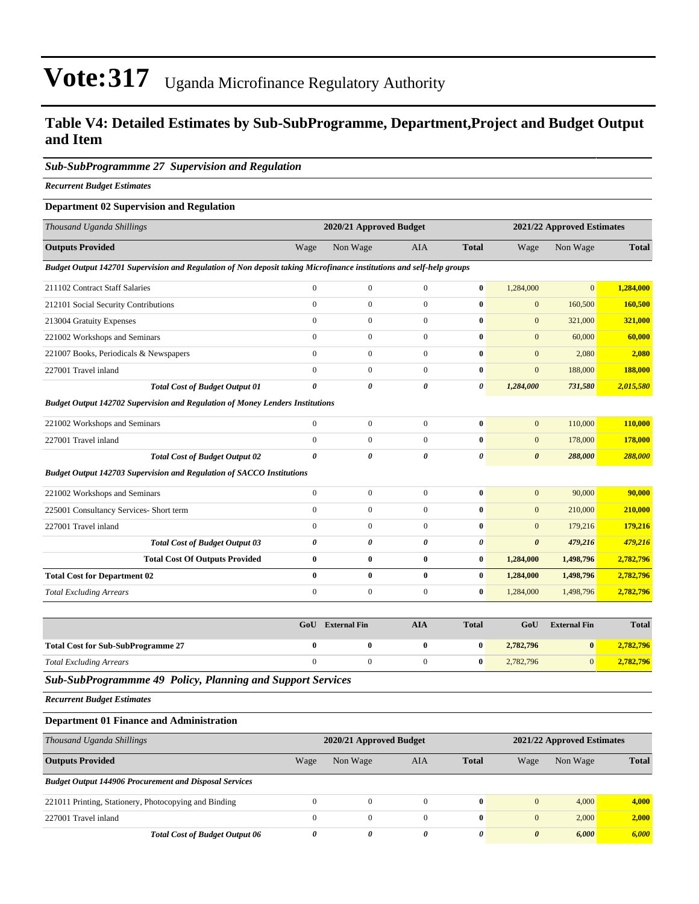# Vote:317 Uganda Microfinance Regulatory Authority

## Table V4: Detailed Estimates by Sub-SubProgramme, Department,Project and Budget Output and Item

### *Sub-SubProgrammme 27 Supervision and Regulation*

***Recurrent Budget Estimates***

**Department 02 Supervision and Regulation**

| *Thousand Uganda Shillings* | 2020/21 Approved Budget | | | | 2021/22 Approved Estimates | | |
|---|---|---|---|---|---|---|---|
| **Outputs Provided** | Wage | Non Wage | AIA | **Total** | Wage | Non Wage | **Total** |
| ***Budget Output 142701 Supervision and Regulation of Non deposit taking Microfinance institutions and self-help groups*** | | | | | | | |
| 211102 Contract Staff Salaries | 0 | 0 | 0 | **0** | 1,284,000 | 0 | **1,284,000** |
| 212101 Social Security Contributions | 0 | 0 | 0 | **0** | 0 | 160,500 | **160,500** |
| 213004 Gratuity Expenses | 0 | 0 | 0 | **0** | 0 | 321,000 | **321,000** |
| 221002 Workshops and Seminars | 0 | 0 | 0 | **0** | 0 | 60,000 | **60,000** |
| 221007 Books, Periodicals & Newspapers | 0 | 0 | 0 | **0** | 0 | 2,080 | **2,080** |
| 227001 Travel inland | 0 | 0 | 0 | **0** | 0 | 188,000 | **188,000** |
| ***Total Cost of Budget Output 01*** | ***0*** | ***0*** | ***0*** | ***0*** | ***1,284,000*** | ***731,580*** | ***2,015,580*** |
| ***Budget Output 142702 Supervision and Regulation of Money Lenders Institutions*** | | | | | | | |
| 221002 Workshops and Seminars | 0 | 0 | 0 | **0** | 0 | 110,000 | **110,000** |
| 227001 Travel inland | 0 | 0 | 0 | **0** | 0 | 178,000 | **178,000** |
| ***Total Cost of Budget Output 02*** | ***0*** | ***0*** | ***0*** | ***0*** | ***0*** | ***288,000*** | ***288,000*** |
| ***Budget Output 142703 Supervision and Regulation of SACCO Institutions*** | | | | | | | |
| 221002 Workshops and Seminars | 0 | 0 | 0 | **0** | 0 | 90,000 | **90,000** |
| 225001 Consultancy Services- Short term | 0 | 0 | 0 | **0** | 0 | 210,000 | **210,000** |
| 227001 Travel inland | 0 | 0 | 0 | **0** | 0 | 179,216 | **179,216** |
| ***Total Cost of Budget Output 03*** | ***0*** | ***0*** | ***0*** | ***0*** | ***0*** | ***479,216*** | ***479,216*** |
| **Total Cost Of Outputs Provided** | **0** | **0** | **0** | **0** | **1,284,000** | **1,498,796** | **2,782,796** |
| **Total Cost for Department 02** | **0** | **0** | **0** | **0** | **1,284,000** | **1,498,796** | **2,782,796** |
| *Total Excluding Arrears* | 0 | 0 | 0 | **0** | 1,284,000 | 1,498,796 | **2,782,796** |

| | GoU | External Fin | AIA | Total | GoU | External Fin | Total |
|---|---|---|---|---|---|---|---|
| **Total Cost for Sub-SubProgramme 27** | **0** | **0** | **0** | **0** | **2,782,796** | **0** | **2,782,796** |
| *Total Excluding Arrears* | 0 | 0 | 0 | **0** | 2,782,796 | 0 | **2,782,796** |

### *Sub-SubProgrammme 49 Policy, Planning and Support Services*

***Recurrent Budget Estimates***

**Department 01 Finance and Administration**

| *Thousand Uganda Shillings* | 2020/21 Approved Budget | | | | 2021/22 Approved Estimates | | |
|---|---|---|---|---|---|---|---|
| **Outputs Provided** | Wage | Non Wage | AIA | **Total** | Wage | Non Wage | **Total** |
| ***Budget Output 144906 Procurement and Disposal Services*** | | | | | | | |
| 221011 Printing, Stationery, Photocopying and Binding | 0 | 0 | 0 | **0** | 0 | 4,000 | **4,000** |
| 227001 Travel inland | 0 | 0 | 0 | **0** | 0 | 2,000 | **2,000** |
| ***Total Cost of Budget Output 06*** | ***0*** | ***0*** | ***0*** | ***0*** | ***0*** | ***6,000*** | ***6,000*** |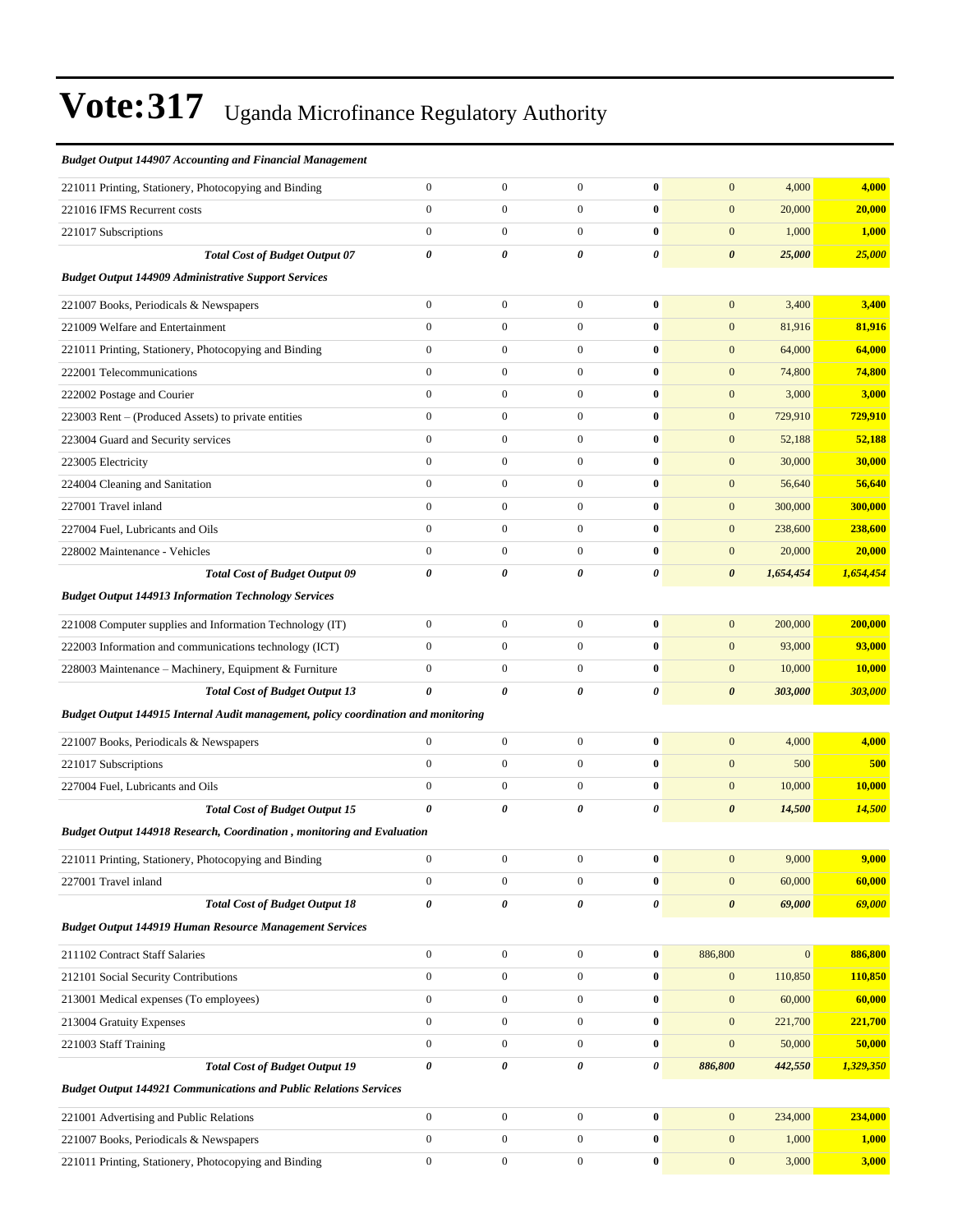# Vote:317 Uganda Microfinance Regulatory Authority

| | | | | | | | |
|---|---|---|---|---|---|---|---|
| ***Budget Output 144907 Accounting and Financial Management*** | | | | | | | |
| 221011 Printing, Stationery, Photocopying and Binding | 0 | 0 | 0 | **0** | 0 | 4,000 | **4,000** |
| 221016 IFMS Recurrent costs | 0 | 0 | 0 | **0** | 0 | 20,000 | **20,000** |
| 221017 Subscriptions | 0 | 0 | 0 | **0** | 0 | 1,000 | **1,000** |
| ***Total Cost of Budget Output 07*** | ***0*** | ***0*** | ***0*** | ***0*** | ***0*** | ***25,000*** | ***25,000*** |
| ***Budget Output 144909 Administrative Support Services*** | | | | | | | |
| 221007 Books, Periodicals & Newspapers | 0 | 0 | 0 | **0** | 0 | 3,400 | **3,400** |
| 221009 Welfare and Entertainment | 0 | 0 | 0 | **0** | 0 | 81,916 | **81,916** |
| 221011 Printing, Stationery, Photocopying and Binding | 0 | 0 | 0 | **0** | 0 | 64,000 | **64,000** |
| 222001 Telecommunications | 0 | 0 | 0 | **0** | 0 | 74,800 | **74,800** |
| 222002 Postage and Courier | 0 | 0 | 0 | **0** | 0 | 3,000 | **3,000** |
| 223003 Rent – (Produced Assets) to private entities | 0 | 0 | 0 | **0** | 0 | 729,910 | **729,910** |
| 223004 Guard and Security services | 0 | 0 | 0 | **0** | 0 | 52,188 | **52,188** |
| 223005 Electricity | 0 | 0 | 0 | **0** | 0 | 30,000 | **30,000** |
| 224004 Cleaning and Sanitation | 0 | 0 | 0 | **0** | 0 | 56,640 | **56,640** |
| 227001 Travel inland | 0 | 0 | 0 | **0** | 0 | 300,000 | **300,000** |
| 227004 Fuel, Lubricants and Oils | 0 | 0 | 0 | **0** | 0 | 238,600 | **238,600** |
| 228002 Maintenance - Vehicles | 0 | 0 | 0 | **0** | 0 | 20,000 | **20,000** |
| ***Total Cost of Budget Output 09*** | ***0*** | ***0*** | ***0*** | ***0*** | ***0*** | ***1,654,454*** | ***1,654,454*** |
| ***Budget Output 144913 Information Technology Services*** | | | | | | | |
| 221008 Computer supplies and Information Technology (IT) | 0 | 0 | 0 | **0** | 0 | 200,000 | **200,000** |
| 222003 Information and communications technology (ICT) | 0 | 0 | 0 | **0** | 0 | 93,000 | **93,000** |
| 228003 Maintenance – Machinery, Equipment & Furniture | 0 | 0 | 0 | **0** | 0 | 10,000 | **10,000** |
| ***Total Cost of Budget Output 13*** | ***0*** | ***0*** | ***0*** | ***0*** | ***0*** | ***303,000*** | ***303,000*** |
| ***Budget Output 144915 Internal Audit management, policy coordination and monitoring*** | | | | | | | |
| 221007 Books, Periodicals & Newspapers | 0 | 0 | 0 | **0** | 0 | 4,000 | **4,000** |
| 221017 Subscriptions | 0 | 0 | 0 | **0** | 0 | 500 | **500** |
| 227004 Fuel, Lubricants and Oils | 0 | 0 | 0 | **0** | 0 | 10,000 | **10,000** |
| ***Total Cost of Budget Output 15*** | ***0*** | ***0*** | ***0*** | ***0*** | ***0*** | ***14,500*** | ***14,500*** |
| ***Budget Output 144918 Research, Coordination , monitoring and Evaluation*** | | | | | | | |
| 221011 Printing, Stationery, Photocopying and Binding | 0 | 0 | 0 | **0** | 0 | 9,000 | **9,000** |
| 227001 Travel inland | 0 | 0 | 0 | **0** | 0 | 60,000 | **60,000** |
| ***Total Cost of Budget Output 18*** | ***0*** | ***0*** | ***0*** | ***0*** | ***0*** | ***69,000*** | ***69,000*** |
| ***Budget Output 144919 Human Resource Management Services*** | | | | | | | |
| 211102 Contract Staff Salaries | 0 | 0 | 0 | **0** | 886,800 | 0 | **886,800** |
| 212101 Social Security Contributions | 0 | 0 | 0 | **0** | 0 | 110,850 | **110,850** |
| 213001 Medical expenses (To employees) | 0 | 0 | 0 | **0** | 0 | 60,000 | **60,000** |
| 213004 Gratuity Expenses | 0 | 0 | 0 | **0** | 0 | 221,700 | **221,700** |
| 221003 Staff Training | 0 | 0 | 0 | **0** | 0 | 50,000 | **50,000** |
| ***Total Cost of Budget Output 19*** | ***0*** | ***0*** | ***0*** | ***0*** | ***886,800*** | ***442,550*** | ***1,329,350*** |
| ***Budget Output 144921 Communications and Public Relations Services*** | | | | | | | |
| 221001 Advertising and Public Relations | 0 | 0 | 0 | **0** | 0 | 234,000 | **234,000** |
| 221007 Books, Periodicals & Newspapers | 0 | 0 | 0 | **0** | 0 | 1,000 | **1,000** |
| 221011 Printing, Stationery, Photocopying and Binding | 0 | 0 | 0 | **0** | 0 | 3,000 | **3,000** |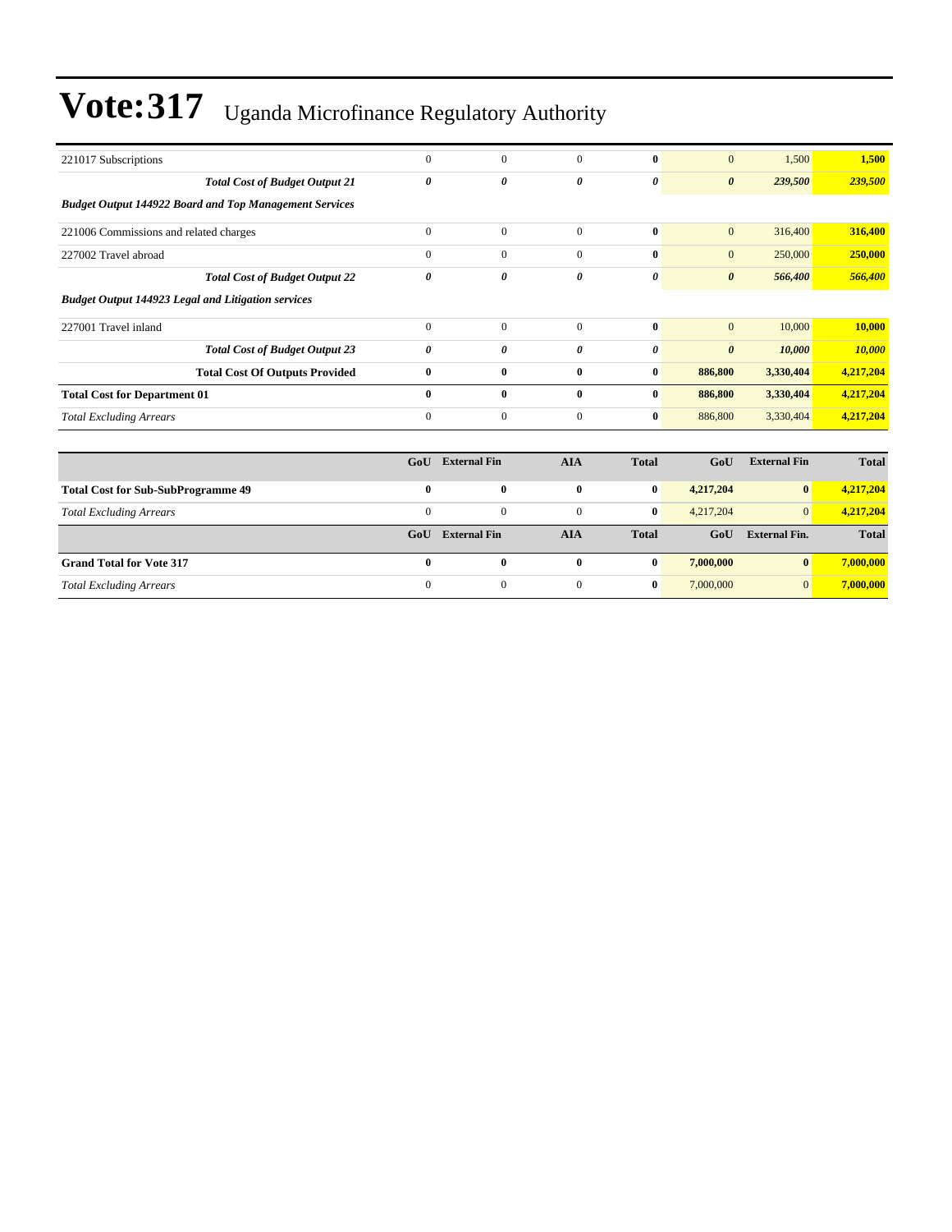# Vote:317 Uganda Microfinance Regulatory Authority

| | | | | | | | |
|---|---|---|---|---|---|---|---|
| 221017 Subscriptions | 0 | 0 | 0 | **0** | 0 | 1,500 | **1,500** |
| ***Total Cost of Budget Output 21*** | ***0*** | ***0*** | ***0*** | ***0*** | ***0*** | ***239,500*** | ***239,500*** |
| ***Budget Output 144922 Board and Top Management Services*** | | | | | | | |
| 221006 Commissions and related charges | 0 | 0 | 0 | **0** | 0 | 316,400 | **316,400** |
| 227002 Travel abroad | 0 | 0 | 0 | **0** | 0 | 250,000 | **250,000** |
| ***Total Cost of Budget Output 22*** | ***0*** | ***0*** | ***0*** | ***0*** | ***0*** | ***566,400*** | ***566,400*** |
| ***Budget Output 144923 Legal and Litigation services*** | | | | | | | |
| 227001 Travel inland | 0 | 0 | 0 | **0** | 0 | 10,000 | **10,000** |
| ***Total Cost of Budget Output 23*** | ***0*** | ***0*** | ***0*** | ***0*** | ***0*** | ***10,000*** | ***10,000*** |
| **Total Cost Of Outputs Provided** | **0** | **0** | **0** | **0** | **886,800** | **3,330,404** | **4,217,204** |
| **Total Cost for Department 01** | **0** | **0** | **0** | **0** | **886,800** | **3,330,404** | **4,217,204** |
| *Total Excluding Arrears* | 0 | 0 | 0 | **0** | 886,800 | 3,330,404 | **4,217,204** |

| | GoU | External Fin | AIA | Total | GoU | External Fin | Total |
|---|---|---|---|---|---|---|---|
| **Total Cost for Sub-SubProgramme 49** | **0** | **0** | **0** | **0** | **4,217,204** | **0** | **4,217,204** |
| *Total Excluding Arrears* | 0 | 0 | 0 | **0** | 4,217,204 | 0 | **4,217,204** |
| | **GoU** | **External Fin** | **AIA** | **Total** | **GoU** | **External Fin.** | **Total** |
| **Grand Total for Vote 317** | **0** | **0** | **0** | **0** | **7,000,000** | **0** | **7,000,000** |
| *Total Excluding Arrears* | 0 | 0 | 0 | **0** | 7,000,000 | 0 | **7,000,000** |